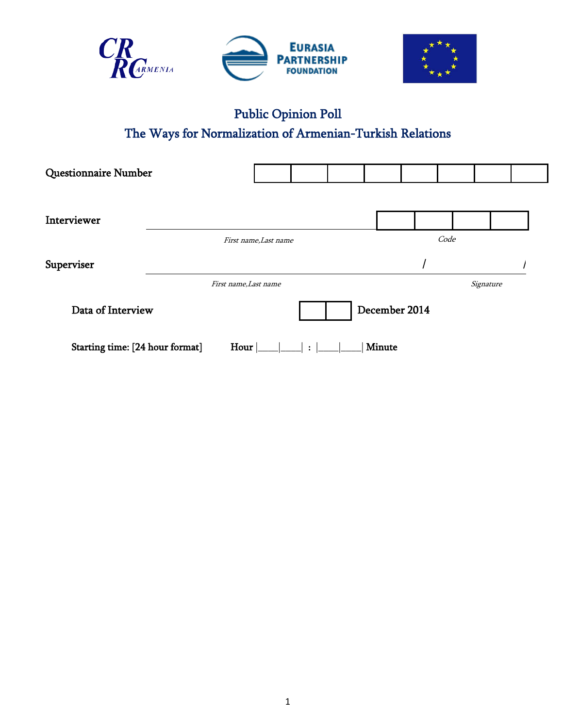CRRC ARMENIA | EURASIA PARTNERSHIP FOUNDATION

# Public Opinion Poll

## The Ways for Normalization of Armenian-Turkish Relations

**Questionnaire Number** |__|__|__|__|__|__|__|__|

**Interviewer** ______________________________ |__|__|__|__|

*First name,Last name* *Code*

**Superviser** ______________________________ / ______________ /

*First name,Last name* *Signature*

**Data of Interview** |__|__| **December 2014**

**Starting time: [24 hour format]** **Hour** |____|____| : |____|____| **Minute**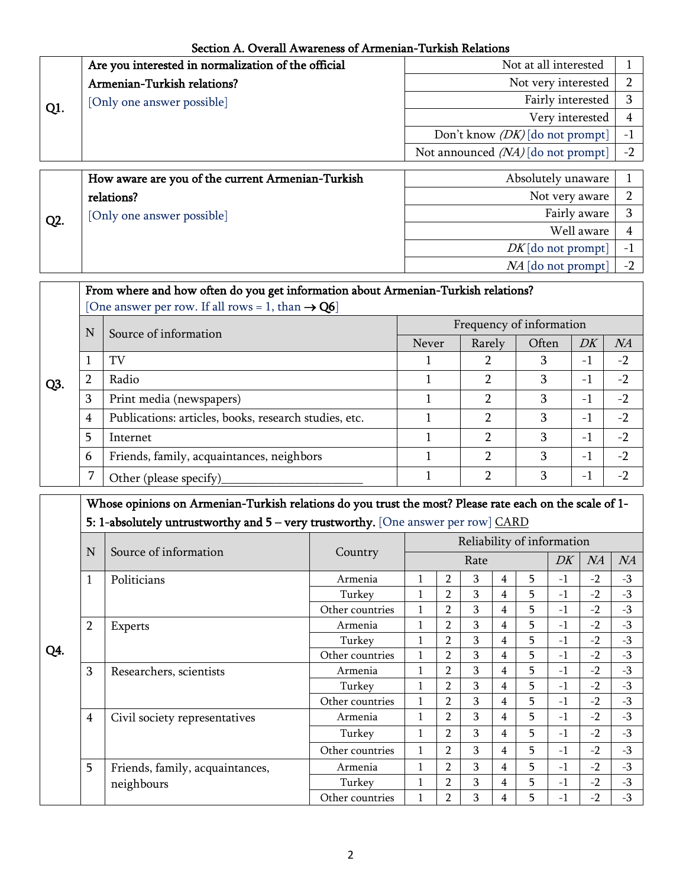## Section A. Overall Awareness of Armenian-Turkish Relations

| | | | |
|---|---|---|---|
| **Q1.** | **Are you interested in normalization of the official Armenian-Turkish relations?** [Only one answer possible] | Not at all interested | 1 |
| | | Not very interested | 2 |
| | | Fairly interested | 3 |
| | | Very interested | 4 |
| | | Don't know *(DK)* [do not prompt] | -1 |
| | | Not announced *(NA)* [do not prompt] | -2 |

| | | | |
|---|---|---|---|
| **Q2.** | **How aware are you of the current Armenian-Turkish relations?** [Only one answer possible] | Absolutely unaware | 1 |
| | | Not very aware | 2 |
| | | Fairly aware | 3 |
| | | Well aware | 4 |
| | | *DK* [do not prompt] | -1 |
| | | *NA* [do not prompt] | -2 |

**Q3. From where and how often do you get information about Armenian-Turkish relations?**
[One answer per row. If all rows = 1, than → **Q6**]

| N | Source of information | Frequency of information | | | | |
|---|---|---|---|---|---|---|
| | | Never | Rarely | Often | *DK* | *NA* |
| 1 | TV | 1 | 2 | 3 | -1 | -2 |
| 2 | Radio | 1 | 2 | 3 | -1 | -2 |
| 3 | Print media (newspapers) | 1 | 2 | 3 | -1 | -2 |
| 4 | Publications: articles, books, research studies, etc. | 1 | 2 | 3 | -1 | -2 |
| 5 | Internet | 1 | 2 | 3 | -1 | -2 |
| 6 | Friends, family, acquaintances, neighbors | 1 | 2 | 3 | -1 | -2 |
| 7 | Other (please specify)_______________________ | 1 | 2 | 3 | -1 | -2 |

**Q4. Whose opinions on Armenian-Turkish relations do you trust the most? Please rate each on the scale of 1-5: 1-absolutely untrustworthy and 5 – very trustworthy.** [One answer per row] CARD

| N | Source of information | Country | Reliability of information | | | | | | | |
|---|---|---|---|---|---|---|---|---|---|---|
| | | | Rate | | | | | *DK* | *NA* | *NA* |
| 1 | Politicians | Armenia | 1 | 2 | 3 | 4 | 5 | -1 | -2 | -3 |
| | | Turkey | 1 | 2 | 3 | 4 | 5 | -1 | -2 | -3 |
| | | Other countries | 1 | 2 | 3 | 4 | 5 | -1 | -2 | -3 |
| 2 | Experts | Armenia | 1 | 2 | 3 | 4 | 5 | -1 | -2 | -3 |
| | | Turkey | 1 | 2 | 3 | 4 | 5 | -1 | -2 | -3 |
| | | Other countries | 1 | 2 | 3 | 4 | 5 | -1 | -2 | -3 |
| 3 | Researchers, scientists | Armenia | 1 | 2 | 3 | 4 | 5 | -1 | -2 | -3 |
| | | Turkey | 1 | 2 | 3 | 4 | 5 | -1 | -2 | -3 |
| | | Other countries | 1 | 2 | 3 | 4 | 5 | -1 | -2 | -3 |
| 4 | Civil society representatives | Armenia | 1 | 2 | 3 | 4 | 5 | -1 | -2 | -3 |
| | | Turkey | 1 | 2 | 3 | 4 | 5 | -1 | -2 | -3 |
| | | Other countries | 1 | 2 | 3 | 4 | 5 | -1 | -2 | -3 |
| 5 | Friends, family, acquaintances, neighbours | Armenia | 1 | 2 | 3 | 4 | 5 | -1 | -2 | -3 |
| | | Turkey | 1 | 2 | 3 | 4 | 5 | -1 | -2 | -3 |
| | | Other countries | 1 | 2 | 3 | 4 | 5 | -1 | -2 | -3 |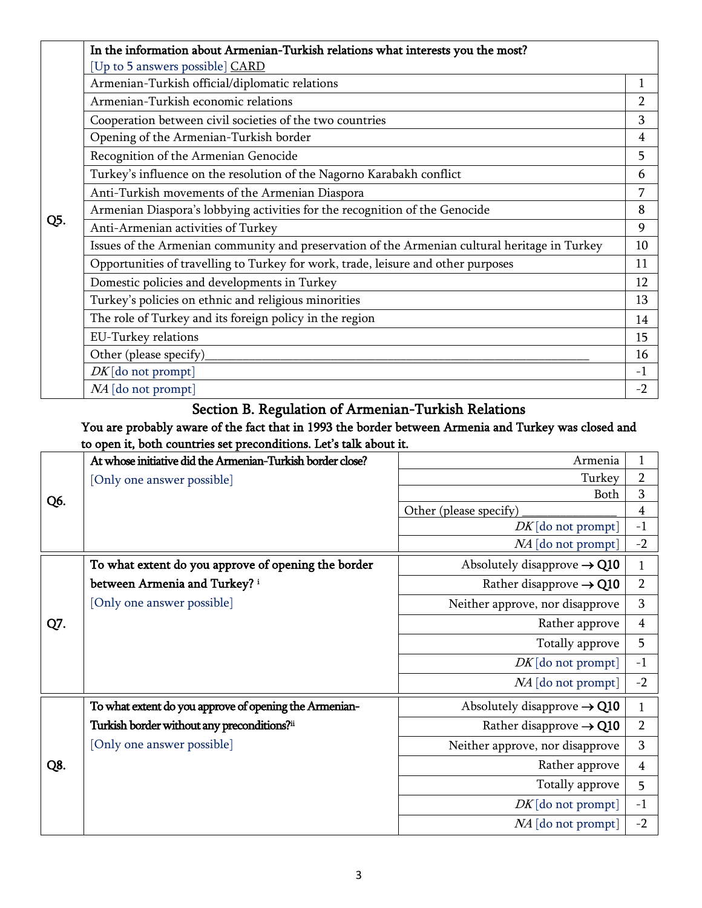| | | |
|---|---|---|
| Q5. | **In the information about Armenian-Turkish relations what interests you the most?** [Up to 5 answers possible] CARD | |
| | Armenian-Turkish official/diplomatic relations | 1 |
| | Armenian-Turkish economic relations | 2 |
| | Cooperation between civil societies of the two countries | 3 |
| | Opening of the Armenian-Turkish border | 4 |
| | Recognition of the Armenian Genocide | 5 |
| | Turkey's influence on the resolution of the Nagorno Karabakh conflict | 6 |
| | Anti-Turkish movements of the Armenian Diaspora | 7 |
| | Armenian Diaspora's lobbying activities for the recognition of the Genocide | 8 |
| | Anti-Armenian activities of Turkey | 9 |
| | Issues of the Armenian community and preservation of the Armenian cultural heritage in Turkey | 10 |
| | Opportunities of travelling to Turkey for work, trade, leisure and other purposes | 11 |
| | Domestic policies and developments in Turkey | 12 |
| | Turkey's policies on ethnic and religious minorities | 13 |
| | The role of Turkey and its foreign policy in the region | 14 |
| | EU-Turkey relations | 15 |
| | Other (please specify)________________________________ | 16 |
| | *DK* [do not prompt] | -1 |
| | *NA* [do not prompt] | -2 |

## Section B. Regulation of Armenian-Turkish Relations

**You are probably aware of the fact that in 1993 the border between Armenia and Turkey was closed and to open it, both countries set preconditions. Let's talk about it.**

| | | | |
|---|---|---|---|
| Q6. | **At whose initiative did the Armenian-Turkish border close?** [Only one answer possible] | Armenia | 1 |
| | | Turkey | 2 |
| | | Both | 3 |
| | | Other (please specify) ______________ | 4 |
| | | *DK* [do not prompt] | -1 |
| | | *NA* [do not prompt] | -2 |

| | | | |
|---|---|---|---|
| Q7. | **To what extent do you approve of opening the border between Armenia and Turkey?** [i] [Only one answer possible] | Absolutely disapprove → Q10 | 1 |
| | | Rather disapprove → Q10 | 2 |
| | | Neither approve, nor disapprove | 3 |
| | | Rather approve | 4 |
| | | Totally approve | 5 |
| | | *DK* [do not prompt] | -1 |
| | | *NA* [do not prompt] | -2 |

| | | | |
|---|---|---|---|
| Q8. | **To what extent do you approve of opening the Armenian-Turkish border without any preconditions?** [ii] [Only one answer possible] | Absolutely disapprove → Q10 | 1 |
| | | Rather disapprove → Q10 | 2 |
| | | Neither approve, nor disapprove | 3 |
| | | Rather approve | 4 |
| | | Totally approve | 5 |
| | | *DK* [do not prompt] | -1 |
| | | *NA* [do not prompt] | -2 |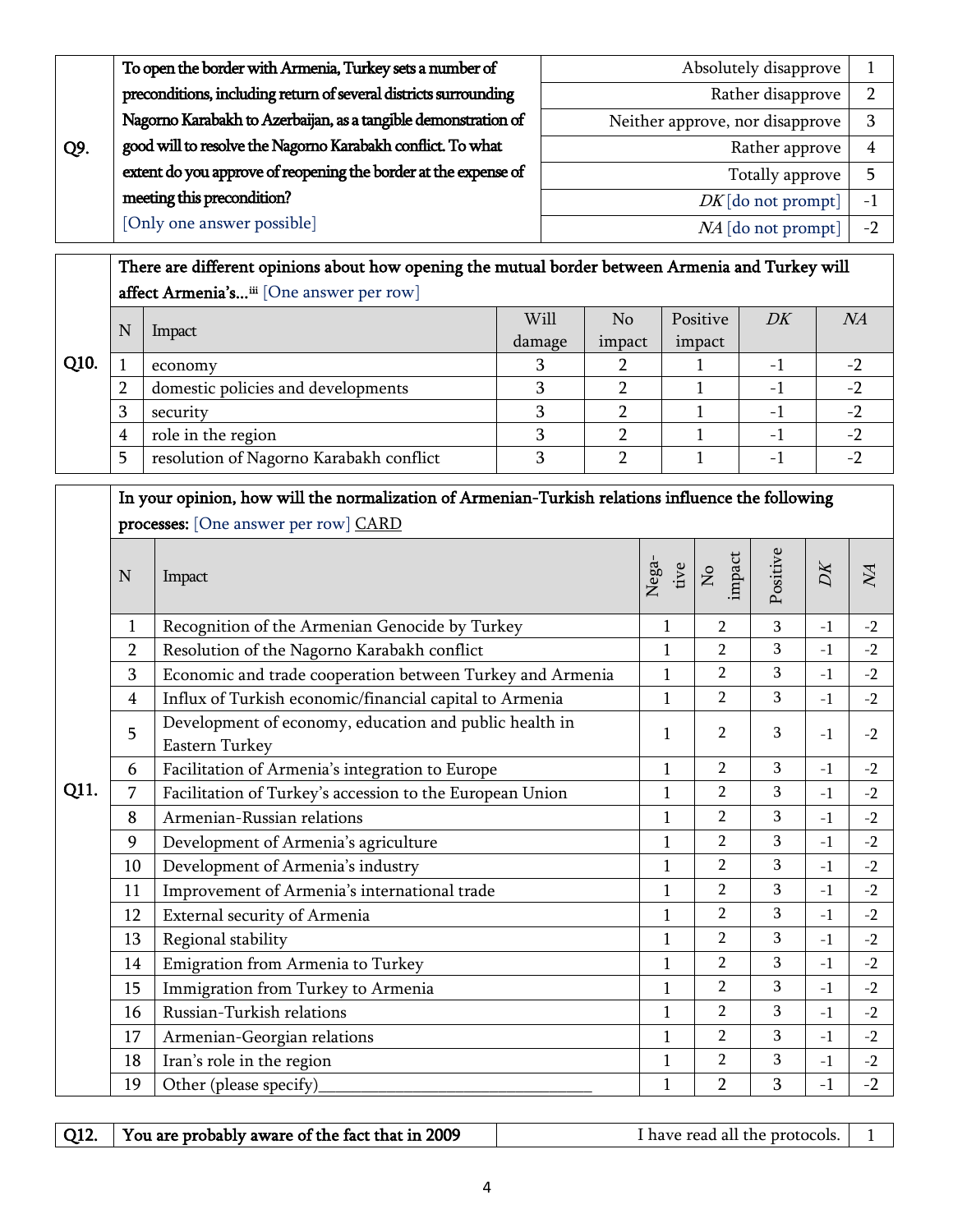| Q9. | To open the border with Armenia, Turkey sets a number of preconditions, including return of several districts surrounding Nagorno Karabakh to Azerbaijan, as a tangible demonstration of good will to resolve the Nagorno Karabakh conflict. To what extent do you approve of reopening the border at the expense of meeting this precondition? [Only one answer possible] | Absolutely disapprove | 1 |
|---|---|---|---|
| | | Rather disapprove | 2 |
| | | Neither approve, nor disapprove | 3 |
| | | Rather approve | 4 |
| | | Totally approve | 5 |
| | | *DK* [do not prompt] | -1 |
| | | *NA* [do not prompt] | -2 |

**Q10.** There are different opinions about how opening the mutual border between Armenia and Turkey will affect Armenia's...[iii] [One answer per row]

| N | Impact | Will damage | No impact | Positive impact | *DK* | *NA* |
|---|---|---|---|---|---|---|
| 1 | economy | 3 | 2 | 1 | -1 | -2 |
| 2 | domestic policies and developments | 3 | 2 | 1 | -1 | -2 |
| 3 | security | 3 | 2 | 1 | -1 | -2 |
| 4 | role in the region | 3 | 2 | 1 | -1 | -2 |
| 5 | resolution of Nagorno Karabakh conflict | 3 | 2 | 1 | -1 | -2 |

**Q11.** In your opinion, how will the normalization of Armenian-Turkish relations influence the following processes: [One answer per row] CARD

| N | Impact | Negative | No impact | Positive | *DK* | *NA* |
|---|---|---|---|---|---|---|
| 1 | Recognition of the Armenian Genocide by Turkey | 1 | 2 | 3 | -1 | -2 |
| 2 | Resolution of the Nagorno Karabakh conflict | 1 | 2 | 3 | -1 | -2 |
| 3 | Economic and trade cooperation between Turkey and Armenia | 1 | 2 | 3 | -1 | -2 |
| 4 | Influx of Turkish economic/financial capital to Armenia | 1 | 2 | 3 | -1 | -2 |
| 5 | Development of economy, education and public health in Eastern Turkey | 1 | 2 | 3 | -1 | -2 |
| 6 | Facilitation of Armenia's integration to Europe | 1 | 2 | 3 | -1 | -2 |
| 7 | Facilitation of Turkey's accession to the European Union | 1 | 2 | 3 | -1 | -2 |
| 8 | Armenian-Russian relations | 1 | 2 | 3 | -1 | -2 |
| 9 | Development of Armenia's agriculture | 1 | 2 | 3 | -1 | -2 |
| 10 | Development of Armenia's industry | 1 | 2 | 3 | -1 | -2 |
| 11 | Improvement of Armenia's international trade | 1 | 2 | 3 | -1 | -2 |
| 12 | External security of Armenia | 1 | 2 | 3 | -1 | -2 |
| 13 | Regional stability | 1 | 2 | 3 | -1 | -2 |
| 14 | Emigration from Armenia to Turkey | 1 | 2 | 3 | -1 | -2 |
| 15 | Immigration from Turkey to Armenia | 1 | 2 | 3 | -1 | -2 |
| 16 | Russian-Turkish relations | 1 | 2 | 3 | -1 | -2 |
| 17 | Armenian-Georgian relations | 1 | 2 | 3 | -1 | -2 |
| 18 | Iran's role in the region | 1 | 2 | 3 | -1 | -2 |
| 19 | Other (please specify)________________________________ | 1 | 2 | 3 | -1 | -2 |

| Q12. | You are probably aware of the fact that in 2009 | I have read all the protocols. | 1 |
|---|---|---|---|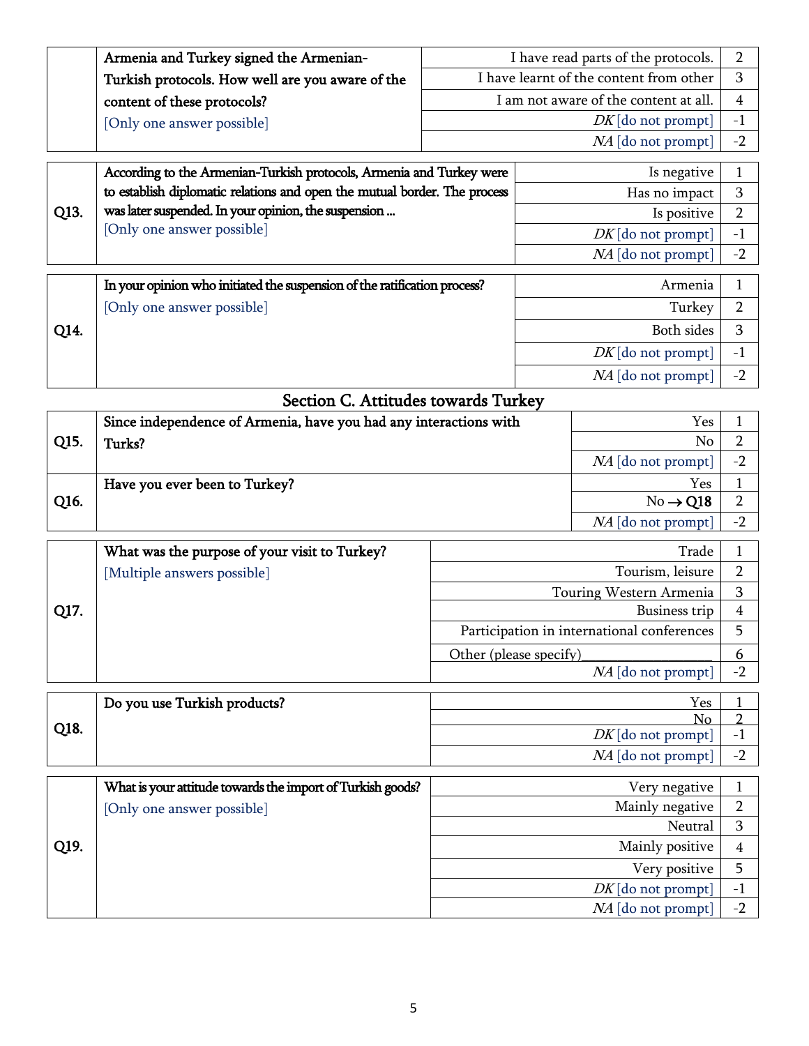| | Armenia and Turkey signed the Armenian-Turkish protocols. How well are you aware of the content of these protocols? [Only one answer possible] | I have read parts of the protocols. | 2 |
|---|---|---|---|
| | | I have learnt of the content from other | 3 |
| | | I am not aware of the content at all. | 4 |
| | | *DK* [do not prompt] | -1 |
| | | *NA* [do not prompt] | -2 |

| Q13. | According to the Armenian-Turkish protocols, Armenia and Turkey were to establish diplomatic relations and open the mutual border. The process was later suspended. In your opinion, the suspension ... [Only one answer possible] | Is negative | 1 |
|---|---|---|---|
| | | Has no impact | 3 |
| | | Is positive | 2 |
| | | *DK* [do not prompt] | -1 |
| | | *NA* [do not prompt] | -2 |

| Q14. | In your opinion who initiated the suspension of the ratification process? [Only one answer possible] | Armenia | 1 |
|---|---|---|---|
| | | Turkey | 2 |
| | | Both sides | 3 |
| | | *DK* [do not prompt] | -1 |
| | | *NA* [do not prompt] | -2 |

## Section C. Attitudes towards Turkey

| Q15. | Since independence of Armenia, have you had any interactions with Turks? | Yes | 1 |
|---|---|---|---|
| | | No | 2 |
| | | *NA* [do not prompt] | -2 |
| Q16. | Have you ever been to Turkey? | Yes | 1 |
| | | No → Q18 | 2 |
| | | *NA* [do not prompt] | -2 |

| Q17. | What was the purpose of your visit to Turkey? [Multiple answers possible] | Trade | 1 |
|---|---|---|---|
| | | Tourism, leisure | 2 |
| | | Touring Western Armenia | 3 |
| | | Business trip | 4 |
| | | Participation in international conferences | 5 |
| | | Other (please specify)_________________ | 6 |
| | | *NA* [do not prompt] | -2 |

| Q18. | Do you use Turkish products? | Yes | 1 |
|---|---|---|---|
| | | No | 2 |
| | | *DK* [do not prompt] | -1 |
| | | *NA* [do not prompt] | -2 |

| Q19. | What is your attitude towards the import of Turkish goods? [Only one answer possible] | Very negative | 1 |
|---|---|---|---|
| | | Mainly negative | 2 |
| | | Neutral | 3 |
| | | Mainly positive | 4 |
| | | Very positive | 5 |
| | | *DK* [do not prompt] | -1 |
| | | *NA* [do not prompt] | -2 |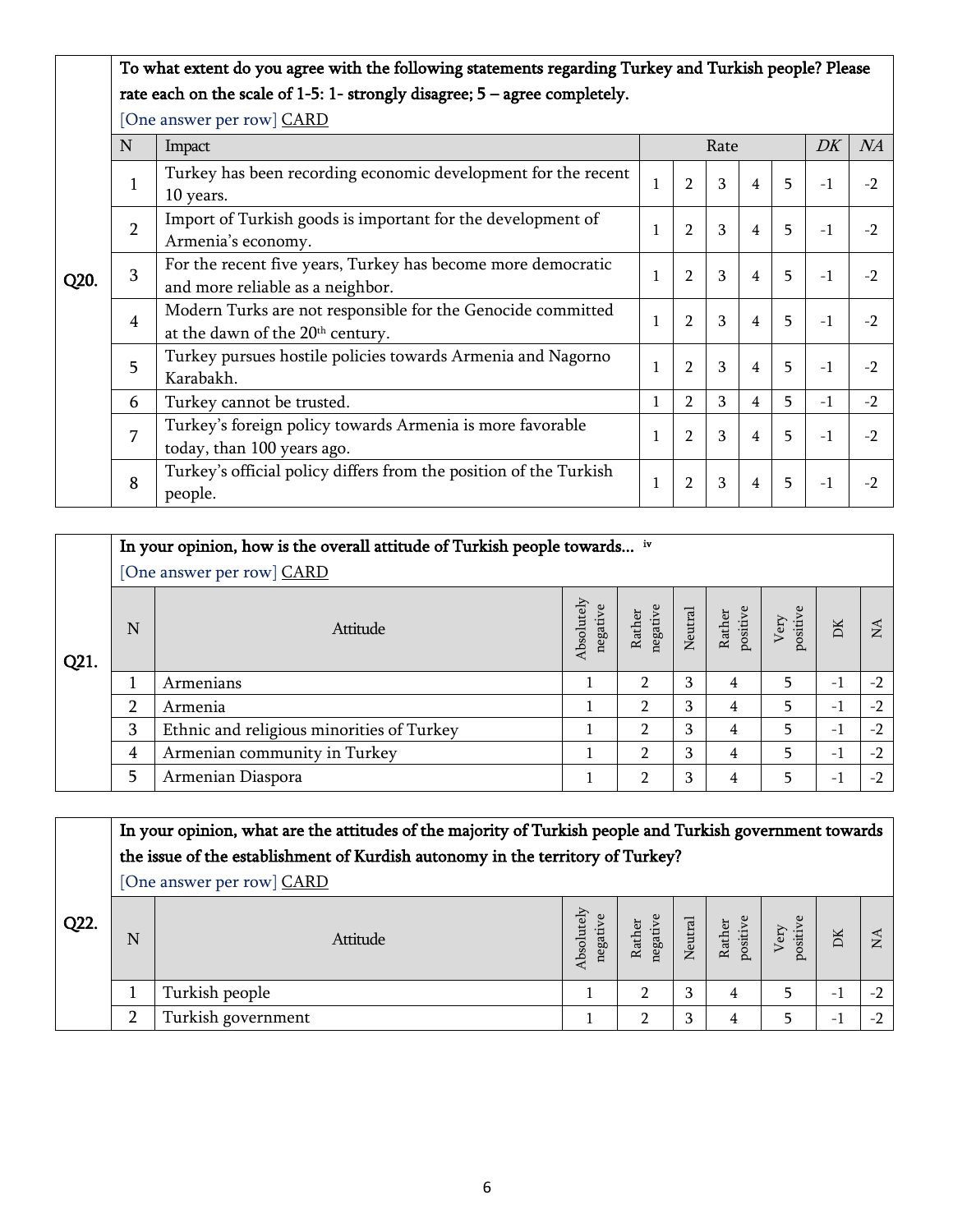**Q20.** To what extent do you agree with the following statements regarding Turkey and Turkish people? Please rate each on the scale of 1-5: 1- strongly disagree; 5 – agree completely.

[One answer per row] CARD

| N | Impact | Rate | | | | | *DK* | *NA* |
|---|---|---|---|---|---|---|---|---|
| 1 | Turkey has been recording economic development for the recent 10 years. | 1 | 2 | 3 | 4 | 5 | -1 | -2 |
| 2 | Import of Turkish goods is important for the development of Armenia's economy. | 1 | 2 | 3 | 4 | 5 | -1 | -2 |
| 3 | For the recent five years, Turkey has become more democratic and more reliable as a neighbor. | 1 | 2 | 3 | 4 | 5 | -1 | -2 |
| 4 | Modern Turks are not responsible for the Genocide committed at the dawn of the 20th century. | 1 | 2 | 3 | 4 | 5 | -1 | -2 |
| 5 | Turkey pursues hostile policies towards Armenia and Nagorno Karabakh. | 1 | 2 | 3 | 4 | 5 | -1 | -2 |
| 6 | Turkey cannot be trusted. | 1 | 2 | 3 | 4 | 5 | -1 | -2 |
| 7 | Turkey's foreign policy towards Armenia is more favorable today, than 100 years ago. | 1 | 2 | 3 | 4 | 5 | -1 | -2 |
| 8 | Turkey's official policy differs from the position of the Turkish people. | 1 | 2 | 3 | 4 | 5 | -1 | -2 |

**Q21.** In your opinion, how is the overall attitude of Turkish people towards... [iv]

[One answer per row] CARD

| N | Attitude | Absolutely negative | Rather negative | Neutral | Rather positive | Very positive | DK | NA |
|---|---|---|---|---|---|---|---|---|
| 1 | Armenians | 1 | 2 | 3 | 4 | 5 | -1 | -2 |
| 2 | Armenia | 1 | 2 | 3 | 4 | 5 | -1 | -2 |
| 3 | Ethnic and religious minorities of Turkey | 1 | 2 | 3 | 4 | 5 | -1 | -2 |
| 4 | Armenian community in Turkey | 1 | 2 | 3 | 4 | 5 | -1 | -2 |
| 5 | Armenian Diaspora | 1 | 2 | 3 | 4 | 5 | -1 | -2 |

**Q22.** In your opinion, what are the attitudes of the majority of Turkish people and Turkish government towards the issue of the establishment of Kurdish autonomy in the territory of Turkey?

[One answer per row] CARD

| N | Attitude | Absolutely negative | Rather negative | Neutral | Rather positive | Very positive | DK | NA |
|---|---|---|---|---|---|---|---|---|
| 1 | Turkish people | 1 | 2 | 3 | 4 | 5 | -1 | -2 |
| 2 | Turkish government | 1 | 2 | 3 | 4 | 5 | -1 | -2 |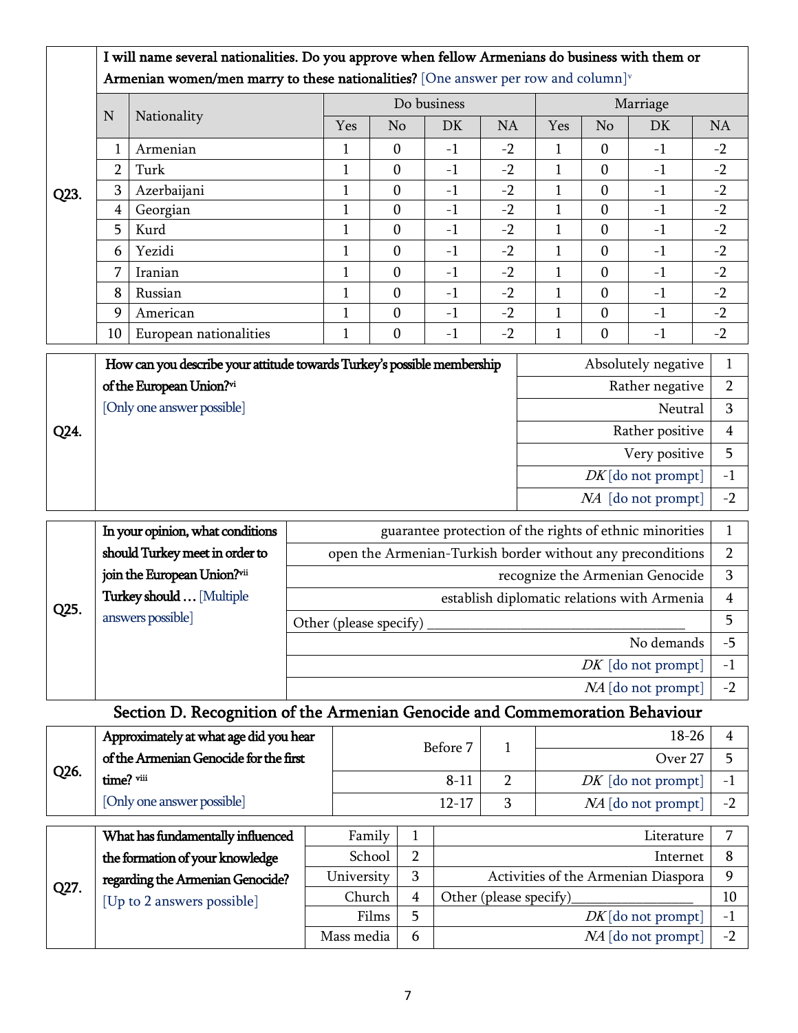**Q23.** I will name several nationalities. Do you approve when fellow Armenians do business with them or Armenian women/men marry to these nationalities? [One answer per row and column][v]

| N | Nationality | Do business | | | | Marriage | | | |
|---|---|---|---|---|---|---|---|---|---|
| | | Yes | No | DK | NA | Yes | No | DK | NA |
| 1 | Armenian | 1 | 0 | -1 | -2 | 1 | 0 | -1 | -2 |
| 2 | Turk | 1 | 0 | -1 | -2 | 1 | 0 | -1 | -2 |
| 3 | Azerbaijani | 1 | 0 | -1 | -2 | 1 | 0 | -1 | -2 |
| 4 | Georgian | 1 | 0 | -1 | -2 | 1 | 0 | -1 | -2 |
| 5 | Kurd | 1 | 0 | -1 | -2 | 1 | 0 | -1 | -2 |
| 6 | Yezidi | 1 | 0 | -1 | -2 | 1 | 0 | -1 | -2 |
| 7 | Iranian | 1 | 0 | -1 | -2 | 1 | 0 | -1 | -2 |
| 8 | Russian | 1 | 0 | -1 | -2 | 1 | 0 | -1 | -2 |
| 9 | American | 1 | 0 | -1 | -2 | 1 | 0 | -1 | -2 |
| 10 | European nationalities | 1 | 0 | -1 | -2 | 1 | 0 | -1 | -2 |

**Q24.** How can you describe your attitude towards Turkey's possible membership of the European Union?[vi] [Only one answer possible]

| Answer | Code |
|---|---|
| Absolutely negative | 1 |
| Rather negative | 2 |
| Neutral | 3 |
| Rather positive | 4 |
| Very positive | 5 |
| *DK* [do not prompt] | -1 |
| *NA* [do not prompt] | -2 |

**Q25.** In your opinion, what conditions should Turkey meet in order to join the European Union?[vii] Turkey should … [Multiple answers possible]

| Answer | Code |
|---|---|
| guarantee protection of the rights of ethnic minorities | 1 |
| open the Armenian-Turkish border without any preconditions | 2 |
| recognize the Armenian Genocide | 3 |
| establish diplomatic relations with Armenia | 4 |
| Other (please specify) ________________________ | 5 |
| No demands | -5 |
| *DK* [do not prompt] | -1 |
| *NA* [do not prompt] | -2 |

## Section D. Recognition of the Armenian Genocide and Commemoration Behaviour

**Q26.** Approximately at what age did you hear of the Armenian Genocide for the first time?[viii] [Only one answer possible]

| Answer | Code | Answer | Code |
|---|---|---|---|
| Before 7 | 1 | 18-26 | 4 |
| | | Over 27 | 5 |
| 8-11 | 2 | *DK* [do not prompt] | -1 |
| 12-17 | 3 | *NA* [do not prompt] | -2 |

**Q27.** What has fundamentally influenced the formation of your knowledge regarding the Armenian Genocide? [Up to 2 answers possible]

| Answer | Code | Answer | Code |
|---|---|---|---|
| Family | 1 | Literature | 7 |
| School | 2 | Internet | 8 |
| University | 3 | Activities of the Armenian Diaspora | 9 |
| Church | 4 | Other (please specify)______________ | 10 |
| Films | 5 | *DK* [do not prompt] | -1 |
| Mass media | 6 | *NA* [do not prompt] | -2 |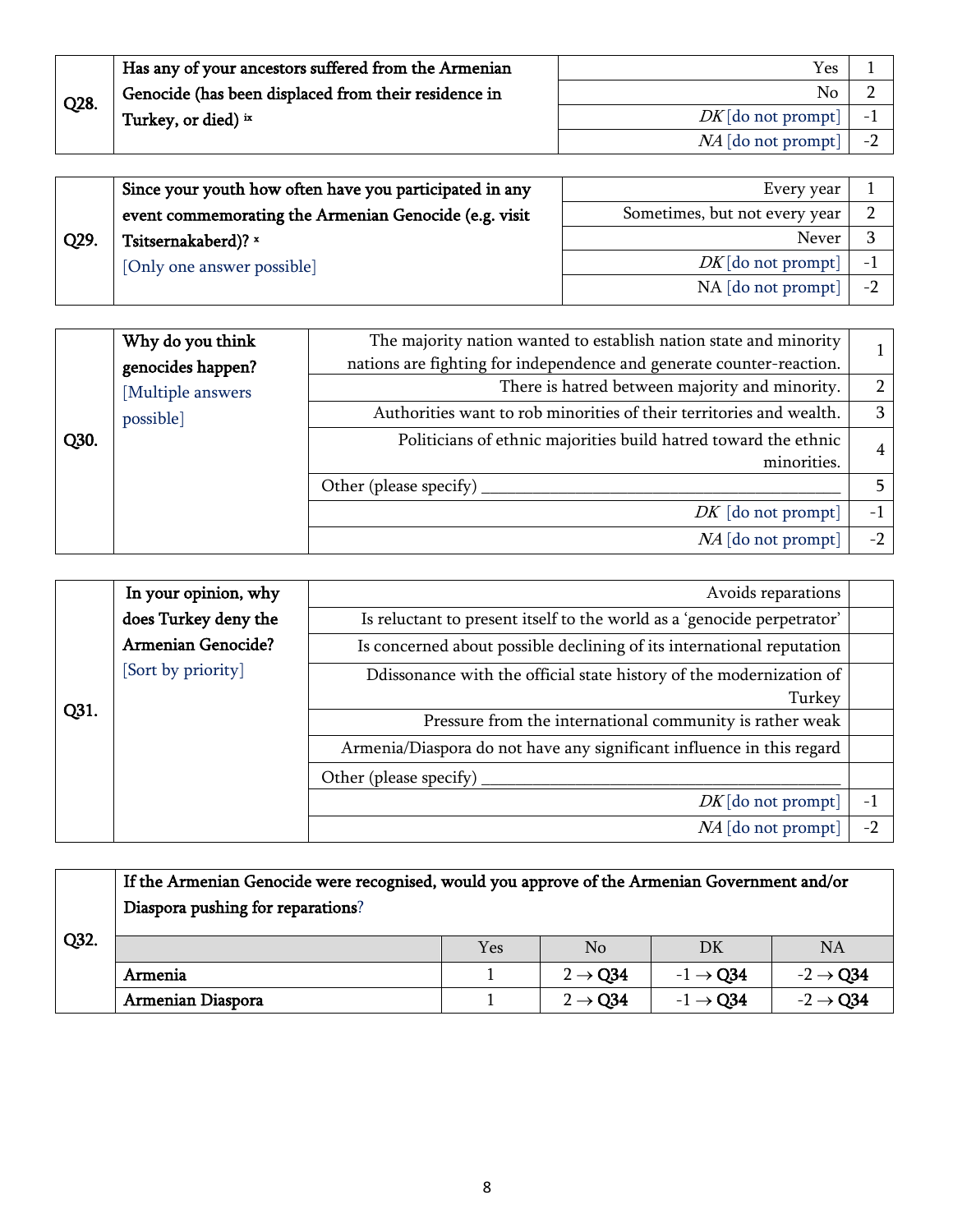| Q28. | Has any of your ancestors suffered from the Armenian Genocide (has been displaced from their residence in Turkey, or died) [ix] | Yes | 1 |
|---|---|---|---|
| | | No | 2 |
| | | *DK* [do not prompt] | -1 |
| | | *NA* [do not prompt] | -2 |

| Q29. | Since your youth how often have you participated in any event commemorating the Armenian Genocide (e.g. visit Tsitsernakaberd)? [x] [Only one answer possible] | Every year | 1 |
|---|---|---|---|
| | | Sometimes, but not every year | 2 |
| | | Never | 3 |
| | | *DK* [do not prompt] | -1 |
| | | NA [do not prompt] | -2 |

| Q30. | Why do you think genocides happen? [Multiple answers possible] | The majority nation wanted to establish nation state and minority nations are fighting for independence and generate counter-reaction. | 1 |
|---|---|---|---|
| | | There is hatred between majority and minority. | 2 |
| | | Authorities want to rob minorities of their territories and wealth. | 3 |
| | | Politicians of ethnic majorities build hatred toward the ethnic minorities. | 4 |
| | | Other (please specify) ___________________________________________ | 5 |
| | | *DK* [do not prompt] | -1 |
| | | *NA* [do not prompt] | -2 |

| Q31. | In your opinion, why does Turkey deny the Armenian Genocide? [Sort by priority] | Avoids reparations | |
|---|---|---|---|
| | | Is reluctant to present itself to the world as a 'genocide perpetrator' | |
| | | Is concerned about possible declining of its international reputation | |
| | | Ddissonance with the official state history of the modernization of Turkey | |
| | | Pressure from the international community is rather weak | |
| | | Armenia/Diaspora do not have any significant influence in this regard | |
| | | Other (please specify) ___________________________________________ | |
| | | *DK* [do not prompt] | -1 |
| | | *NA* [do not prompt] | -2 |

**Q32.** If the Armenian Genocide were recognised, would you approve of the Armenian Government and/or Diaspora pushing for reparations?

| | Yes | No | DK | NA |
|---|---|---|---|---|
| Armenia | 1 | 2 → Q34 | -1 → Q34 | -2 → Q34 |
| Armenian Diaspora | 1 | 2 → Q34 | -1 → Q34 | -2 → Q34 |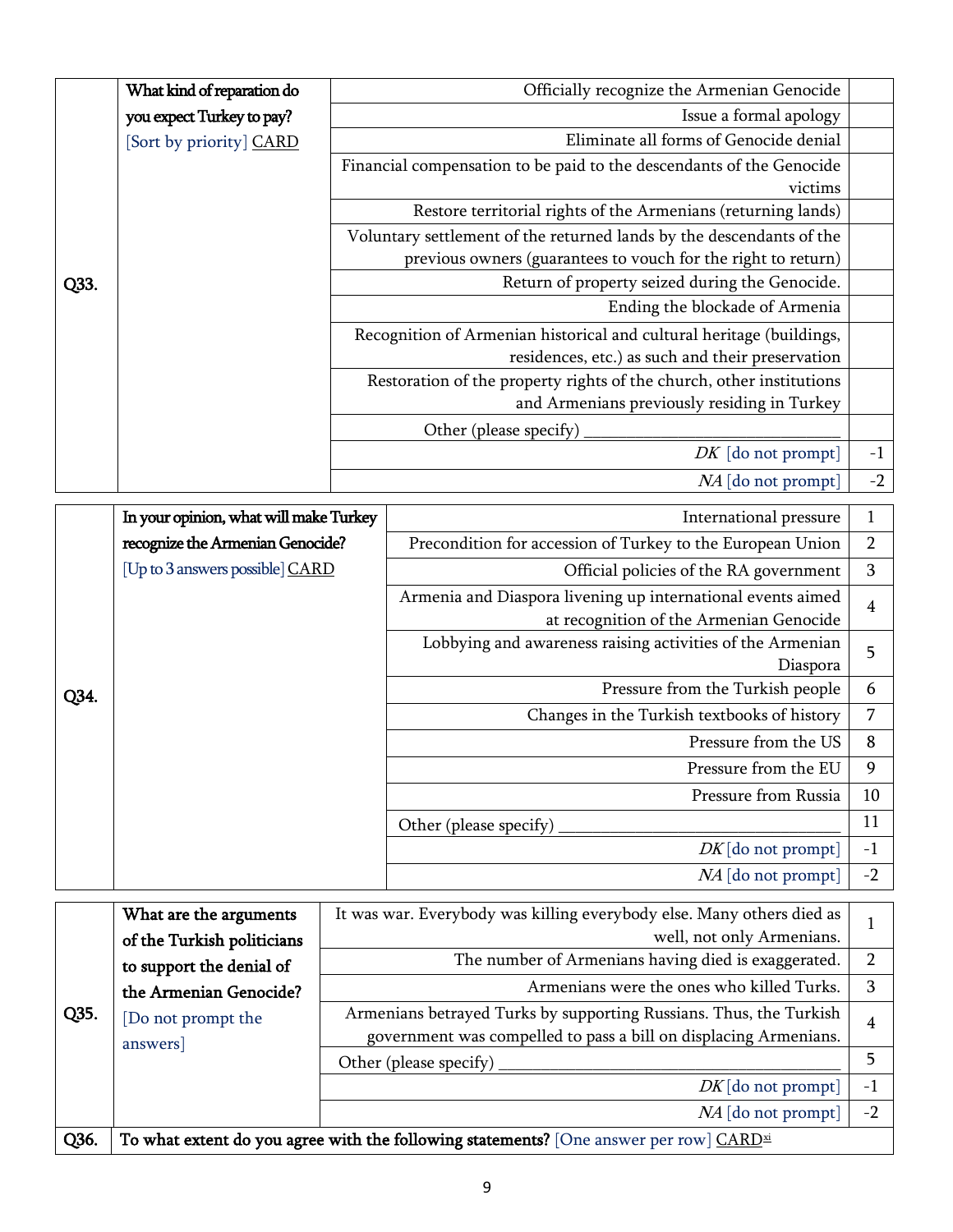| | | | |
|---|---|---|---|
| Q33. | What kind of reparation do you expect Turkey to pay? [Sort by priority] CARD | Officially recognize the Armenian Genocide | |
| | | Issue a formal apology | |
| | | Eliminate all forms of Genocide denial | |
| | | Financial compensation to be paid to the descendants of the Genocide victims | |
| | | Restore territorial rights of the Armenians (returning lands) | |
| | | Voluntary settlement of the returned lands by the descendants of the previous owners (guarantees to vouch for the right to return) | |
| | | Return of property seized during the Genocide. | |
| | | Ending the blockade of Armenia | |
| | | Recognition of Armenian historical and cultural heritage (buildings, residences, etc.) as such and their preservation | |
| | | Restoration of the property rights of the church, other institutions and Armenians previously residing in Turkey | |
| | | Other (please specify) ___ | |
| | | *DK* [do not prompt] | -1 |
| | | *NA* [do not prompt] | -2 |

| | | | |
|---|---|---|---|
| Q34. | In your opinion, what will make Turkey recognize the Armenian Genocide? [Up to 3 answers possible] CARD | International pressure | 1 |
| | | Precondition for accession of Turkey to the European Union | 2 |
| | | Official policies of the RA government | 3 |
| | | Armenia and Diaspora livening up international events aimed at recognition of the Armenian Genocide | 4 |
| | | Lobbying and awareness raising activities of the Armenian Diaspora | 5 |
| | | Pressure from the Turkish people | 6 |
| | | Changes in the Turkish textbooks of history | 7 |
| | | Pressure from the US | 8 |
| | | Pressure from the EU | 9 |
| | | Pressure from Russia | 10 |
| | | Other (please specify) ___ | 11 |
| | | *DK* [do not prompt] | -1 |
| | | *NA* [do not prompt] | -2 |

| | | | |
|---|---|---|---|
| Q35. | What are the arguments of the Turkish politicians to support the denial of the Armenian Genocide? [Do not prompt the answers] | It was war. Everybody was killing everybody else. Many others died as well, not only Armenians. | 1 |
| | | The number of Armenians having died is exaggerated. | 2 |
| | | Armenians were the ones who killed Turks. | 3 |
| | | Armenians betrayed Turks by supporting Russians. Thus, the Turkish government was compelled to pass a bill on displacing Armenians. | 4 |
| | | Other (please specify) ___ | 5 |
| | | *DK* [do not prompt] | -1 |
| | | *NA* [do not prompt] | -2 |

| | |
|---|---|
| Q36. | **To what extent do you agree with the following statements?** [One answer per row] CARD[xi] |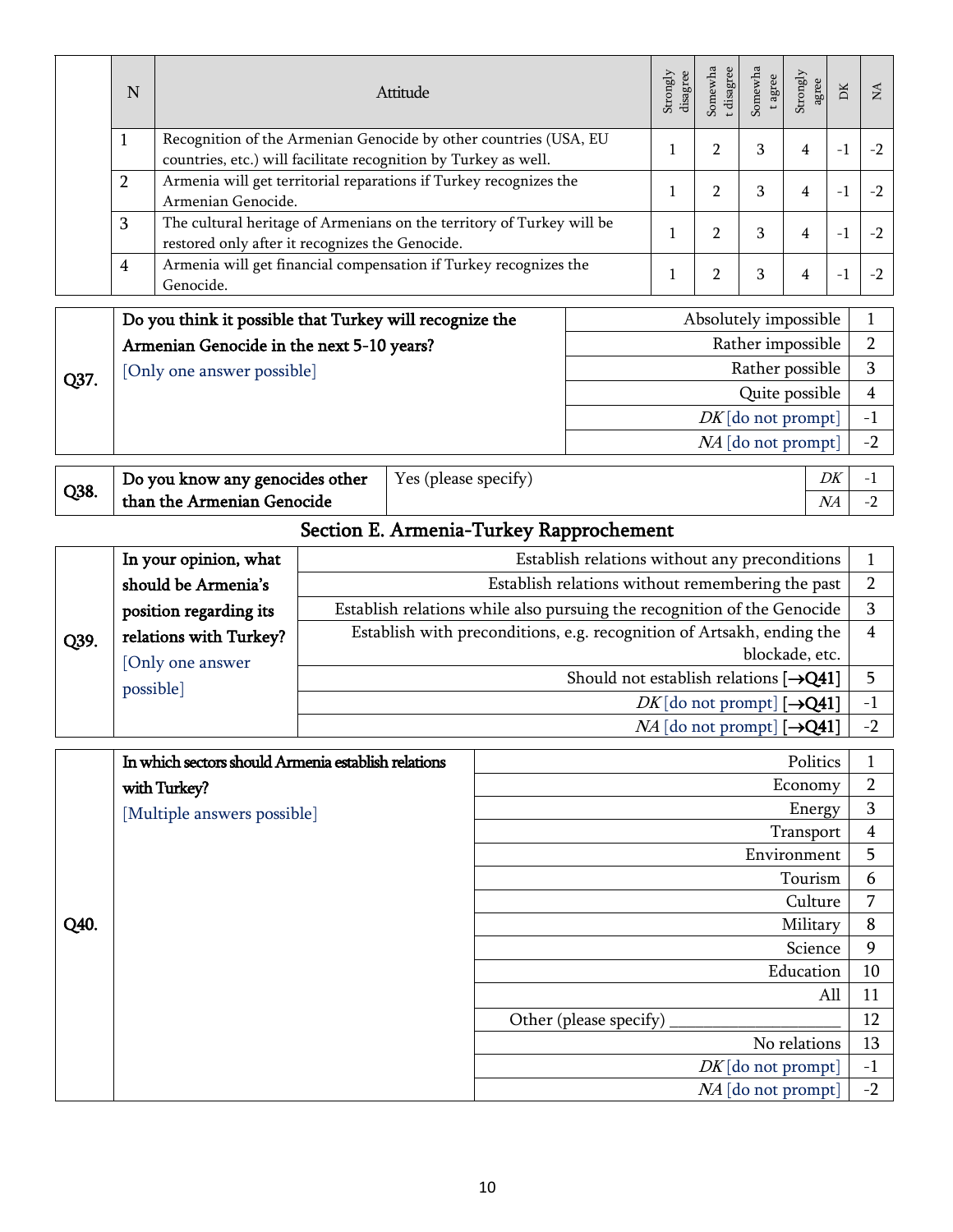| | N | Attitude | Strongly disagree | Somewhat disagree | Somewhat agree | Strongly agree | DK | NA |
|---|---|---|---|---|---|---|---|---|
| | 1 | Recognition of the Armenian Genocide by other countries (USA, EU countries, etc.) will facilitate recognition by Turkey as well. | 1 | 2 | 3 | 4 | -1 | -2 |
| | 2 | Armenia will get territorial reparations if Turkey recognizes the Armenian Genocide. | 1 | 2 | 3 | 4 | -1 | -2 |
| | 3 | The cultural heritage of Armenians on the territory of Turkey will be restored only after it recognizes the Genocide. | 1 | 2 | 3 | 4 | -1 | -2 |
| | 4 | Armenia will get financial compensation if Turkey recognizes the Genocide. | 1 | 2 | 3 | 4 | -1 | -2 |

| | | | |
|---|---|---|---|
| **Q37.** | **Do you think it possible that Turkey will recognize the Armenian Genocide in the next 5-10 years?** [Only one answer possible] | Absolutely impossible | 1 |
| | | Rather impossible | 2 |
| | | Rather possible | 3 |
| | | Quite possible | 4 |
| | | *DK* [do not prompt] | -1 |
| | | *NA* [do not prompt] | -2 |

| | | | | |
|---|---|---|---|---|
| **Q38.** | **Do you know any genocides other than the Armenian Genocide** | Yes (please specify) | *DK* | -1 |
| | | | *NA* | -2 |

## Section E. Armenia-Turkey Rapprochement

| | | | |
|---|---|---|---|
| **Q39.** | **In your opinion, what should be Armenia's position regarding its relations with Turkey?** [Only one answer possible] | Establish relations without any preconditions | 1 |
| | | Establish relations without remembering the past | 2 |
| | | Establish relations while also pursuing the recognition of the Genocide | 3 |
| | | Establish with preconditions, e.g. recognition of Artsakh, ending the blockade, etc. | 4 |
| | | Should not establish relations [→**Q41**] | 5 |
| | | *DK* [do not prompt] [→**Q41**] | -1 |
| | | *NA* [do not prompt] [→**Q41**] | -2 |

| | | | |
|---|---|---|---|
| **Q40.** | **In which sectors should Armenia establish relations with Turkey?** [Multiple answers possible] | Politics | 1 |
| | | Economy | 2 |
| | | Energy | 3 |
| | | Transport | 4 |
| | | Environment | 5 |
| | | Tourism | 6 |
| | | Culture | 7 |
| | | Military | 8 |
| | | Science | 9 |
| | | Education | 10 |
| | | All | 11 |
| | | Other (please specify) ____________________ | 12 |
| | | No relations | 13 |
| | | *DK* [do not prompt] | -1 |
| | | *NA* [do not prompt] | -2 |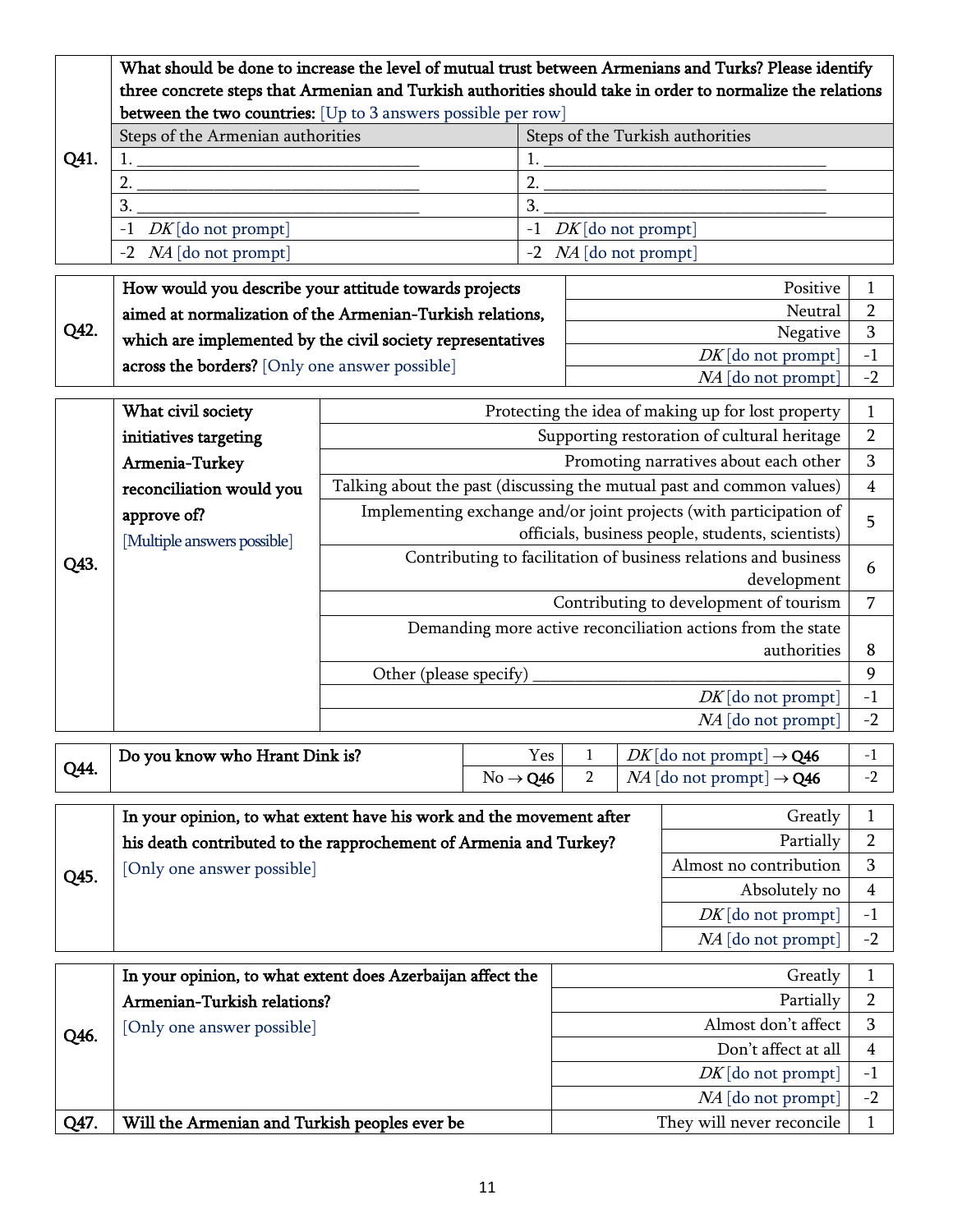| Q41. | What should be done to increase the level of mutual trust between Armenians and Turks? Please identify three concrete steps that Armenian and Turkish authorities should take in order to normalize the relations between the two countries: [Up to 3 answers possible per row] | |
|---|---|---|
| | Steps of the Armenian authorities | Steps of the Turkish authorities |
| | 1. ______________________________ | 1. ______________________________ |
| | 2. ______________________________ | 2. ______________________________ |
| | 3. ______________________________ | 3. ______________________________ |
| | -1 *DK* [do not prompt] | -1 *DK* [do not prompt] |
| | -2 *NA* [do not prompt] | -2 *NA* [do not prompt] |

| Q42. | How would you describe your attitude towards projects aimed at normalization of the Armenian-Turkish relations, which are implemented by the civil society representatives across the borders? [Only one answer possible] | | |
|---|---|---|---|
| | | Positive | 1 |
| | | Neutral | 2 |
| | | Negative | 3 |
| | | *DK* [do not prompt] | -1 |
| | | *NA* [do not prompt] | -2 |

| Q43. | What civil society initiatives targeting Armenia-Turkey reconciliation would you approve of? [Multiple answers possible] | | |
|---|---|---|---|
| | | Protecting the idea of making up for lost property | 1 |
| | | Supporting restoration of cultural heritage | 2 |
| | | Promoting narratives about each other | 3 |
| | | Talking about the past (discussing the mutual past and common values) | 4 |
| | | Implementing exchange and/or joint projects (with participation of officials, business people, students, scientists) | 5 |
| | | Contributing to facilitation of business relations and business development | 6 |
| | | Contributing to development of tourism | 7 |
| | | Demanding more active reconciliation actions from the state authorities | 8 |
| | | Other (please specify) ______________________________ | 9 |
| | | *DK* [do not prompt] | -1 |
| | | *NA* [do not prompt] | -2 |

| Q44. | Do you know who Hrant Dink is? | Yes | 1 | *DK* [do not prompt] → **Q46** | -1 |
|---|---|---|---|---|---|
| | | No → **Q46** | 2 | *NA* [do not prompt] → **Q46** | -2 |

| Q45. | In your opinion, to what extent have his work and the movement after his death contributed to the rapprochement of Armenia and Turkey? [Only one answer possible] | | |
|---|---|---|---|
| | | Greatly | 1 |
| | | Partially | 2 |
| | | Almost no contribution | 3 |
| | | Absolutely no | 4 |
| | | *DK* [do not prompt] | -1 |
| | | *NA* [do not prompt] | -2 |

| Q46. | In your opinion, to what extent does Azerbaijan affect the Armenian-Turkish relations? [Only one answer possible] | | |
|---|---|---|---|
| | | Greatly | 1 |
| | | Partially | 2 |
| | | Almost don't affect | 3 |
| | | Don't affect at all | 4 |
| | | *DK* [do not prompt] | -1 |
| | | *NA* [do not prompt] | -2 |
| Q47. | Will the Armenian and Turkish peoples ever be | They will never reconcile | 1 |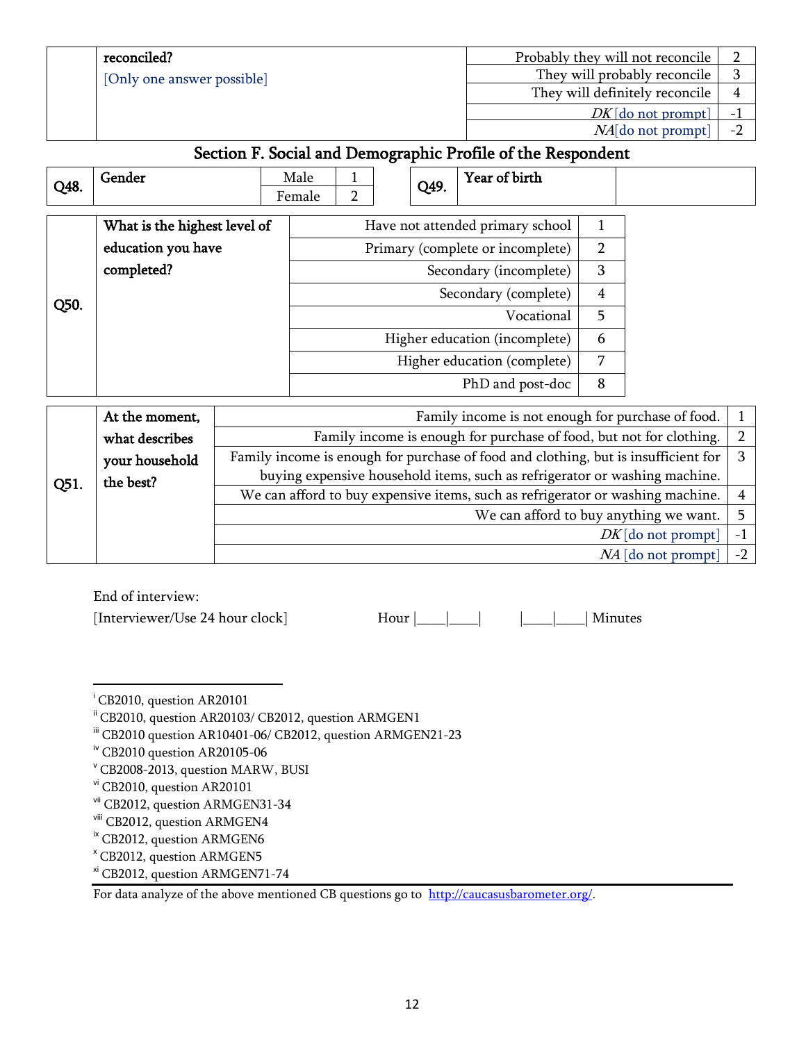| | | | |
|---|---|---|---|
| | **reconciled?** [Only one answer possible] | Probably they will not reconcile | 2 |
| | | They will probably reconcile | 3 |
| | | They will definitely reconcile | 4 |
| | | *DK* [do not prompt] | -1 |
| | | *NA*[do not prompt] | -2 |

## Section F. Social and Demographic Profile of the Respondent

| | | | |
|---|---|---|---|
| **Q48.** | **Gender** | Male | 1 |
| | | Female | 2 |

| | | |
|---|---|---|
| **Q49.** | **Year of birth** | |

| | | | |
|---|---|---|---|
| **Q50.** | **What is the highest level of education you have completed?** | Have not attended primary school | 1 |
| | | Primary (complete or incomplete) | 2 |
| | | Secondary (incomplete) | 3 |
| | | Secondary (complete) | 4 |
| | | Vocational | 5 |
| | | Higher education (incomplete) | 6 |
| | | Higher education (complete) | 7 |
| | | PhD and post-doc | 8 |

| | | | |
|---|---|---|---|
| **Q51.** | **At the moment, what describes your household the best?** | Family income is not enough for purchase of food. | 1 |
| | | Family income is enough for purchase of food, but not for clothing. | 2 |
| | | Family income is enough for purchase of food and clothing, but is insufficient for buying expensive household items, such as refrigerator or washing machine. | 3 |
| | | We can afford to buy expensive items, such as refrigerator or washing machine. | 4 |
| | | We can afford to buy anything we want. | 5 |
| | | *DK* [do not prompt] | -1 |
| | | *NA* [do not prompt] | -2 |

End of interview:
[Interviewer/Use 24 hour clock] Hour |____|____| |____|____| Minutes

---

[i] CB2010, question AR20101
[ii] CB2010, question AR20103/ CB2012, question ARMGEN1
[iii] CB2010 question AR10401-06/ CB2012, question ARMGEN21-23
[iv] CB2010 question AR20105-06
[v] CB2008-2013, question MARW, BUSI
[vi] CB2010, question AR20101
[vii] CB2012, question ARMGEN31-34
[viii] CB2012, question ARMGEN4
[ix] CB2012, question ARMGEN6
[x] CB2012, question ARMGEN5
[xi] CB2012, question ARMGEN71-74

For data analyze of the above mentioned CB questions go to http://caucasusbarometer.org/.